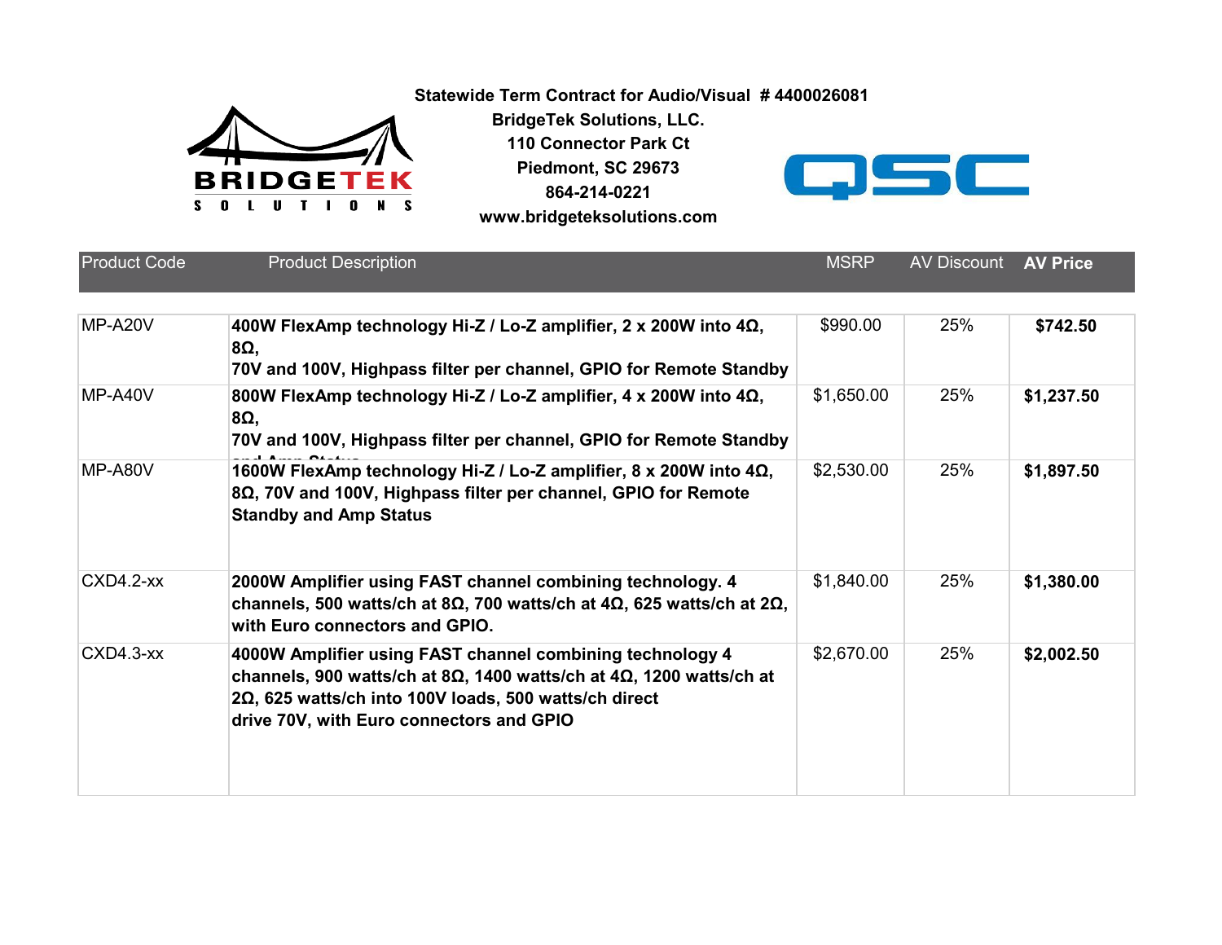**Statewide Term Contract for Audio/Visual # 4400026081**

**BridgeTek Solutions, LLC.**
**110 Connector Park Ct**
**Piedmont, SC 29673**
**864-214-0221**
**www.bridgeteksolutions.com**

| Product Code | Product Description | MSRP | AV Discount | AV Price |
|---|---|---|---|---|
| MP-A20V | **400W FlexAmp technology Hi-Z / Lo-Z amplifier, 2 x 200W into 4Ω, 8Ω, 70V and 100V, Highpass filter per channel, GPIO for Remote Standby** | $990.00 | 25% | **$742.50** |
| MP-A40V | **800W FlexAmp technology Hi-Z / Lo-Z amplifier, 4 x 200W into 4Ω, 8Ω, 70V and 100V, Highpass filter per channel, GPIO for Remote Standby and Amp Status** | $1,650.00 | 25% | **$1,237.50** |
| MP-A80V | **1600W FlexAmp technology Hi-Z / Lo-Z amplifier, 8 x 200W into 4Ω, 8Ω, 70V and 100V, Highpass filter per channel, GPIO for Remote Standby and Amp Status** | $2,530.00 | 25% | **$1,897.50** |
| CXD4.2-xx | **2000W Amplifier using FAST channel combining technology. 4 channels, 500 watts/ch at 8Ω, 700 watts/ch at 4Ω, 625 watts/ch at 2Ω, with Euro connectors and GPIO.** | $1,840.00 | 25% | **$1,380.00** |
| CXD4.3-xx | **4000W Amplifier using FAST channel combining technology 4 channels, 900 watts/ch at 8Ω, 1400 watts/ch at 4Ω, 1200 watts/ch at 2Ω, 625 watts/ch into 100V loads, 500 watts/ch direct drive 70V, with Euro connectors and GPIO** | $2,670.00 | 25% | **$2,002.50** |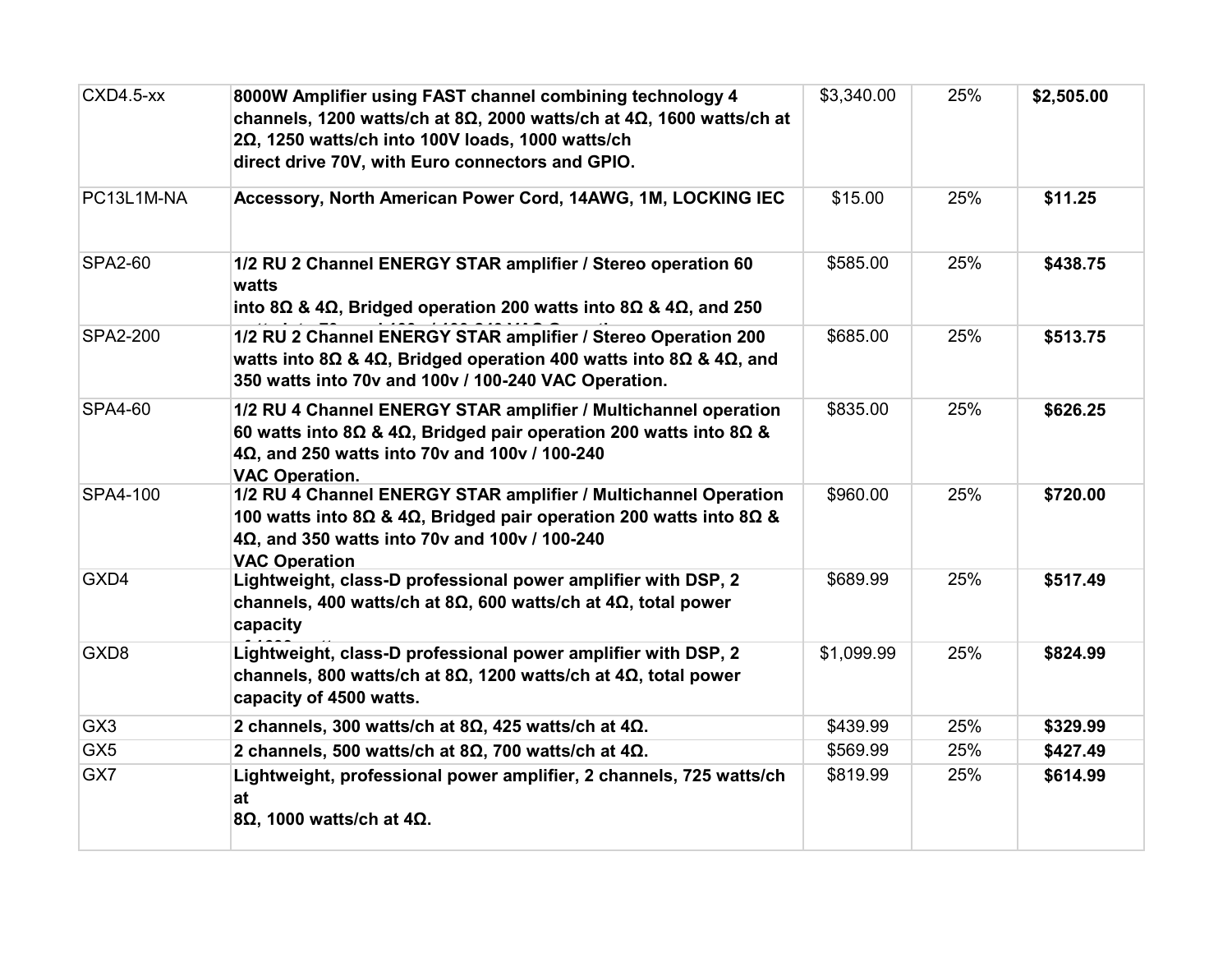| | | | | |
|---|---|---|---|---|
| CXD4.5-xx | **8000W Amplifier using FAST channel combining technology 4 channels, 1200 watts/ch at 8Ω, 2000 watts/ch at 4Ω, 1600 watts/ch at 2Ω, 1250 watts/ch into 100V loads, 1000 watts/ch direct drive 70V, with Euro connectors and GPIO.** | $3,340.00 | 25% | **$2,505.00** |
| PC13L1M-NA | **Accessory, North American Power Cord, 14AWG, 1M, LOCKING IEC** | $15.00 | 25% | **$11.25** |
| SPA2-60 | **1/2 RU 2 Channel ENERGY STAR amplifier / Stereo operation 60 watts into 8Ω & 4Ω, Bridged operation 200 watts into 8Ω & 4Ω, and 250** | $585.00 | 25% | **$438.75** |
| SPA2-200 | **1/2 RU 2 Channel ENERGY STAR amplifier / Stereo Operation 200 watts into 8Ω & 4Ω, Bridged operation 400 watts into 8Ω & 4Ω, and 350 watts into 70v and 100v / 100-240 VAC Operation.** | $685.00 | 25% | **$513.75** |
| SPA4-60 | **1/2 RU 4 Channel ENERGY STAR amplifier / Multichannel operation 60 watts into 8Ω & 4Ω, Bridged pair operation 200 watts into 8Ω & 4Ω, and 250 watts into 70v and 100v / 100-240 VAC Operation.** | $835.00 | 25% | **$626.25** |
| SPA4-100 | **1/2 RU 4 Channel ENERGY STAR amplifier / Multichannel Operation 100 watts into 8Ω & 4Ω, Bridged pair operation 200 watts into 8Ω & 4Ω, and 350 watts into 70v and 100v / 100-240 VAC Operation** | $960.00 | 25% | **$720.00** |
| GXD4 | **Lightweight, class-D professional power amplifier with DSP, 2 channels, 400 watts/ch at 8Ω, 600 watts/ch at 4Ω, total power capacity** | $689.99 | 25% | **$517.49** |
| GXD8 | **Lightweight, class-D professional power amplifier with DSP, 2 channels, 800 watts/ch at 8Ω, 1200 watts/ch at 4Ω, total power capacity of 4500 watts.** | $1,099.99 | 25% | **$824.99** |
| GX3 | **2 channels, 300 watts/ch at 8Ω, 425 watts/ch at 4Ω.** | $439.99 | 25% | **$329.99** |
| GX5 | **2 channels, 500 watts/ch at 8Ω, 700 watts/ch at 4Ω.** | $569.99 | 25% | **$427.49** |
| GX7 | **Lightweight, professional power amplifier, 2 channels, 725 watts/ch at 8Ω, 1000 watts/ch at 4Ω.** | $819.99 | 25% | **$614.99** |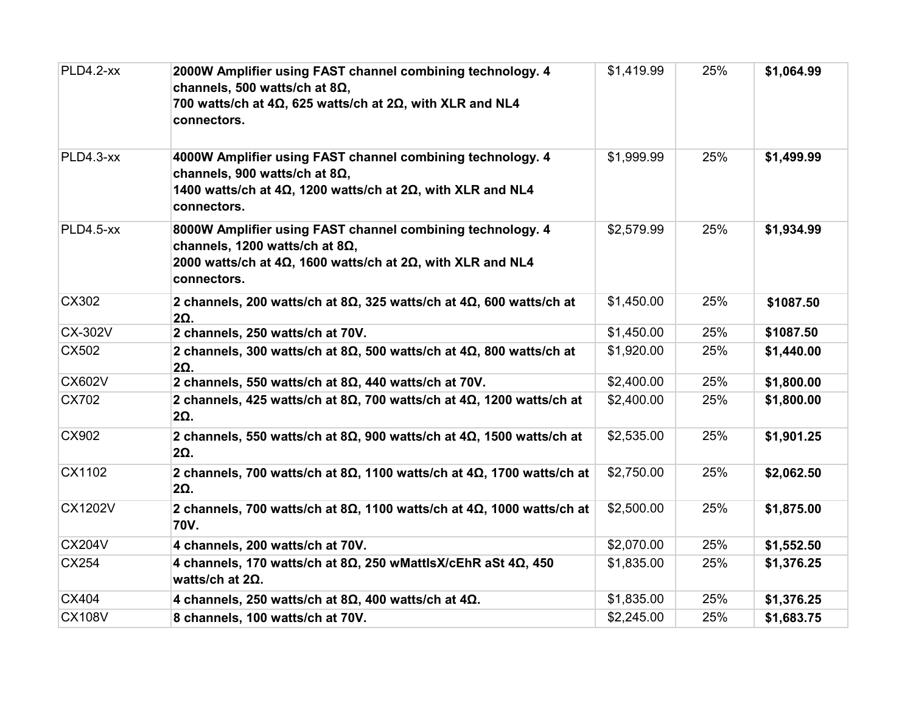| PLD4.2-xx | **2000W Amplifier using FAST channel combining technology. 4 channels, 500 watts/ch at 8Ω, 700 watts/ch at 4Ω, 625 watts/ch at 2Ω, with XLR and NL4 connectors.** | $1,419.99 | 25% | **$1,064.99** |
|---|---|---|---|---|
| PLD4.3-xx | **4000W Amplifier using FAST channel combining technology. 4 channels, 900 watts/ch at 8Ω, 1400 watts/ch at 4Ω, 1200 watts/ch at 2Ω, with XLR and NL4 connectors.** | $1,999.99 | 25% | **$1,499.99** |
| PLD4.5-xx | **8000W Amplifier using FAST channel combining technology. 4 channels, 1200 watts/ch at 8Ω, 2000 watts/ch at 4Ω, 1600 watts/ch at 2Ω, with XLR and NL4 connectors.** | $2,579.99 | 25% | **$1,934.99** |
| CX302 | **2 channels, 200 watts/ch at 8Ω, 325 watts/ch at 4Ω, 600 watts/ch at 2Ω.** | $1,450.00 | 25% | **$1087.50** |
| CX-302V | **2 channels, 250 watts/ch at 70V.** | $1,450.00 | 25% | **$1087.50** |
| CX502 | **2 channels, 300 watts/ch at 8Ω, 500 watts/ch at 4Ω, 800 watts/ch at 2Ω.** | $1,920.00 | 25% | **$1,440.00** |
| CX602V | **2 channels, 550 watts/ch at 8Ω, 440 watts/ch at 70V.** | $2,400.00 | 25% | **$1,800.00** |
| CX702 | **2 channels, 425 watts/ch at 8Ω, 700 watts/ch at 4Ω, 1200 watts/ch at 2Ω.** | $2,400.00 | 25% | **$1,800.00** |
| CX902 | **2 channels, 550 watts/ch at 8Ω, 900 watts/ch at 4Ω, 1500 watts/ch at 2Ω.** | $2,535.00 | 25% | **$1,901.25** |
| CX1102 | **2 channels, 700 watts/ch at 8Ω, 1100 watts/ch at 4Ω, 1700 watts/ch at 2Ω.** | $2,750.00 | 25% | **$2,062.50** |
| CX1202V | **2 channels, 700 watts/ch at 8Ω, 1100 watts/ch at 4Ω, 1000 watts/ch at 70V.** | $2,500.00 | 25% | **$1,875.00** |
| CX204V | **4 channels, 200 watts/ch at 70V.** | $2,070.00 | 25% | **$1,552.50** |
| CX254 | **4 channels, 170 watts/ch at 8Ω, 250 wMattIsX/cEhR aSt 4Ω, 450 watts/ch at 2Ω.** | $1,835.00 | 25% | **$1,376.25** |
| CX404 | **4 channels, 250 watts/ch at 8Ω, 400 watts/ch at 4Ω.** | $1,835.00 | 25% | **$1,376.25** |
| CX108V | **8 channels, 100 watts/ch at 70V.** | $2,245.00 | 25% | **$1,683.75** |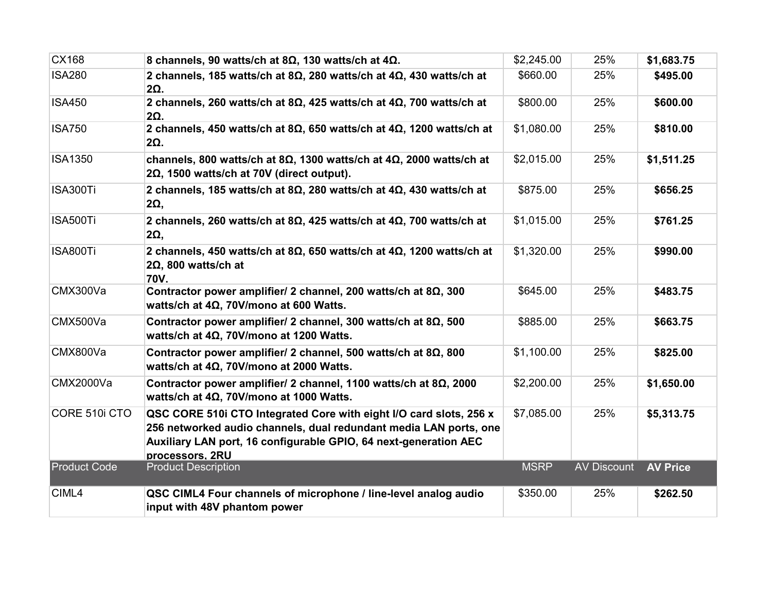| | | | | |
|---|---|---|---|---|
| CX168 | **8 channels, 90 watts/ch at 8Ω, 130 watts/ch at 4Ω.** | $2,245.00 | 25% | **$1,683.75** |
| ISA280 | **2 channels, 185 watts/ch at 8Ω, 280 watts/ch at 4Ω, 430 watts/ch at 2Ω.** | $660.00 | 25% | **$495.00** |
| ISA450 | **2 channels, 260 watts/ch at 8Ω, 425 watts/ch at 4Ω, 700 watts/ch at 2Ω.** | $800.00 | 25% | **$600.00** |
| ISA750 | **2 channels, 450 watts/ch at 8Ω, 650 watts/ch at 4Ω, 1200 watts/ch at 2Ω.** | $1,080.00 | 25% | **$810.00** |
| ISA1350 | **channels, 800 watts/ch at 8Ω, 1300 watts/ch at 4Ω, 2000 watts/ch at 2Ω, 1500 watts/ch at 70V (direct output).** | $2,015.00 | 25% | **$1,511.25** |
| ISA300Ti | **2 channels, 185 watts/ch at 8Ω, 280 watts/ch at 4Ω, 430 watts/ch at 2Ω,** | $875.00 | 25% | **$656.25** |
| ISA500Ti | **2 channels, 260 watts/ch at 8Ω, 425 watts/ch at 4Ω, 700 watts/ch at 2Ω,** | $1,015.00 | 25% | **$761.25** |
| ISA800Ti | **2 channels, 450 watts/ch at 8Ω, 650 watts/ch at 4Ω, 1200 watts/ch at 2Ω, 800 watts/ch at 70V.** | $1,320.00 | 25% | **$990.00** |
| CMX300Va | **Contractor power amplifier/ 2 channel, 200 watts/ch at 8Ω, 300 watts/ch at 4Ω, 70V/mono at 600 Watts.** | $645.00 | 25% | **$483.75** |
| CMX500Va | **Contractor power amplifier/ 2 channel, 300 watts/ch at 8Ω, 500 watts/ch at 4Ω, 70V/mono at 1200 Watts.** | $885.00 | 25% | **$663.75** |
| CMX800Va | **Contractor power amplifier/ 2 channel, 500 watts/ch at 8Ω, 800 watts/ch at 4Ω, 70V/mono at 2000 Watts.** | $1,100.00 | 25% | **$825.00** |
| CMX2000Va | **Contractor power amplifier/ 2 channel, 1100 watts/ch at 8Ω, 2000 watts/ch at 4Ω, 70V/mono at 1000 Watts.** | $2,200.00 | 25% | **$1,650.00** |
| CORE 510i CTO | **QSC CORE 510i CTO Integrated Core with eight I/O card slots, 256 x 256 networked audio channels, dual redundant media LAN ports, one Auxiliary LAN port, 16 configurable GPIO, 64 next-generation AEC processors, 2RU** | $7,085.00 | 25% | **$5,313.75** |
| Product Code | Product Description | MSRP | AV Discount | **AV Price** |
| CIML4 | **QSC CIML4 Four channels of microphone / line-level analog audio input with 48V phantom power** | $350.00 | 25% | **$262.50** |